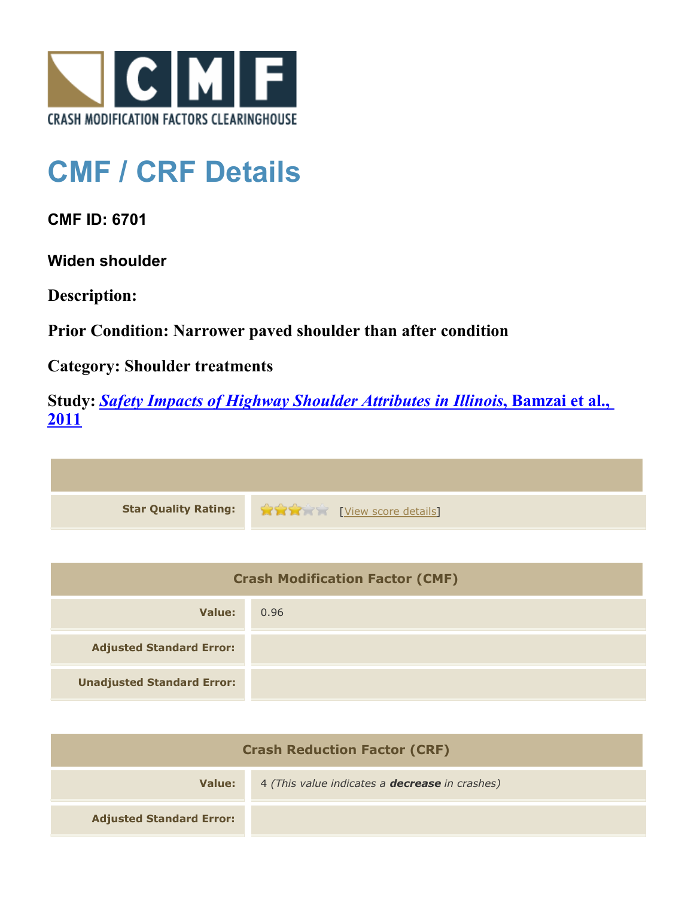CRASH MODIFICATION FACTORS CLEARINGHOUSE

# CMF / CRF Details

**CMF ID: 6701**

**Widen shoulder**

**Description:**

**Prior Condition: Narrower paved shoulder than after condition**

**Category: Shoulder treatments**

**Study: *Safety Impacts of Highway Shoulder Attributes in Illinois*, Bamzai et al., 2011**

| | |
|---|---|
| **Star Quality Rating:** | 3 of 5 stars [View score details] |

| Crash Modification Factor (CMF) | |
|---|---|
| **Value:** | 0.96 |
| **Adjusted Standard Error:** | |
| **Unadjusted Standard Error:** | |

| Crash Reduction Factor (CRF) | |
|---|---|
| **Value:** | 4 *(This value indicates a **decrease** in crashes)* |
| **Adjusted Standard Error:** | |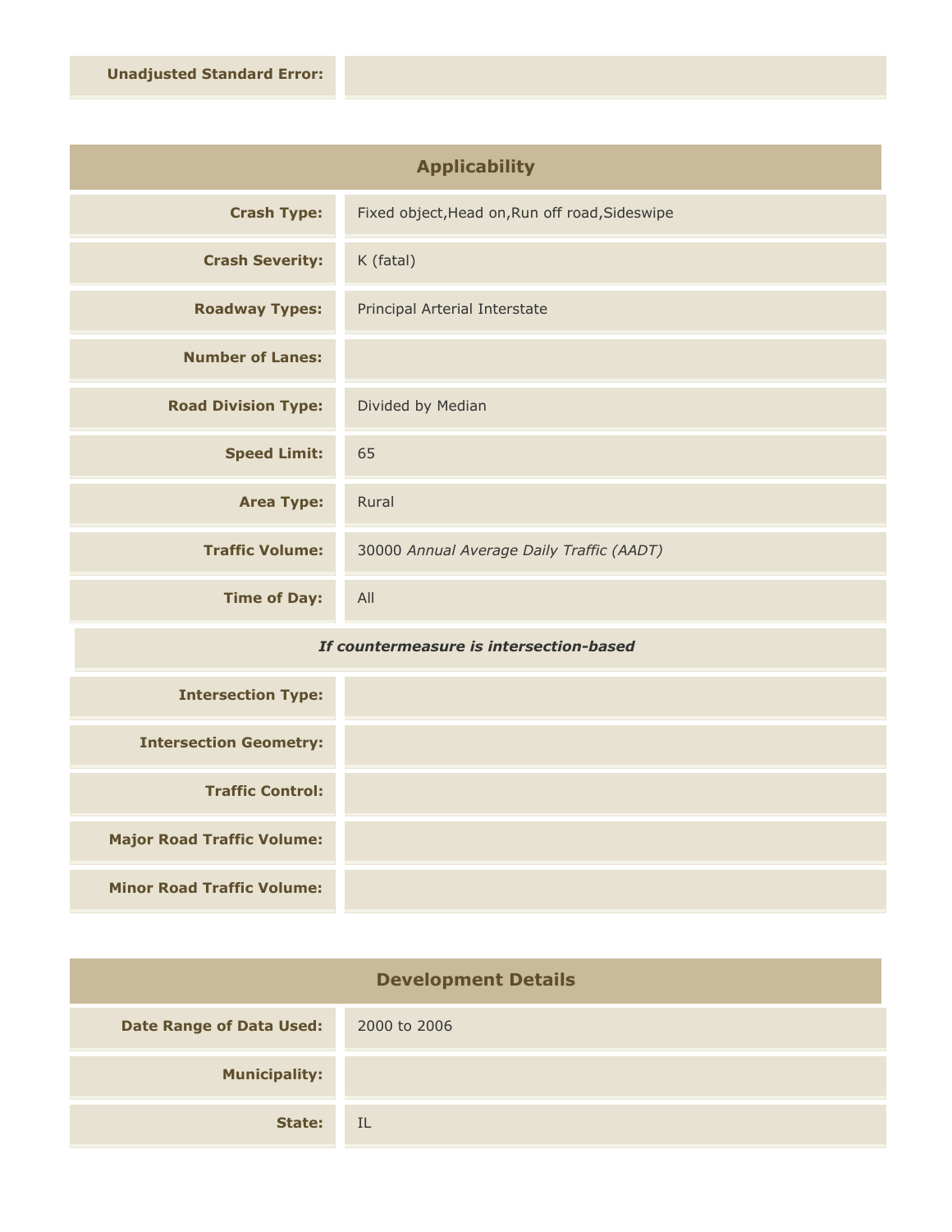| | |
|---|---|
| **Unadjusted Standard Error:** | |

## Applicability

| | |
|---|---|
| **Crash Type:** | Fixed object,Head on,Run off road,Sideswipe |
| **Crash Severity:** | K (fatal) |
| **Roadway Types:** | Principal Arterial Interstate |
| **Number of Lanes:** | |
| **Road Division Type:** | Divided by Median |
| **Speed Limit:** | 65 |
| **Area Type:** | Rural |
| **Traffic Volume:** | 30000 *Annual Average Daily Traffic (AADT)* |
| **Time of Day:** | All |

***If countermeasure is intersection-based***

| | |
|---|---|
| **Intersection Type:** | |
| **Intersection Geometry:** | |
| **Traffic Control:** | |
| **Major Road Traffic Volume:** | |
| **Minor Road Traffic Volume:** | |

## Development Details

| | |
|---|---|
| **Date Range of Data Used:** | 2000 to 2006 |
| **Municipality:** | |
| **State:** | IL |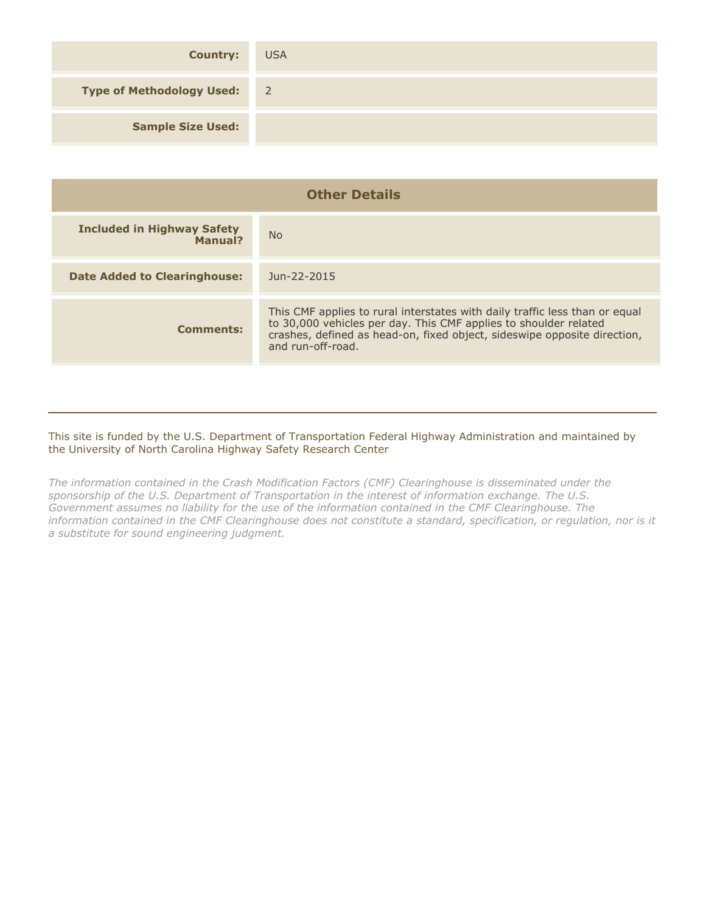| | |
|---|---|
| **Country:** | USA |
| **Type of Methodology Used:** | 2 |
| **Sample Size Used:** | |

## Other Details

| | |
|---|---|
| **Included in Highway Safety Manual?** | No |
| **Date Added to Clearinghouse:** | Jun-22-2015 |
| **Comments:** | This CMF applies to rural interstates with daily traffic less than or equal to 30,000 vehicles per day. This CMF applies to shoulder related crashes, defined as head-on, fixed object, sideswipe opposite direction, and run-off-road. |

---

This site is funded by the U.S. Department of Transportation Federal Highway Administration and maintained by the University of North Carolina Highway Safety Research Center

*The information contained in the Crash Modification Factors (CMF) Clearinghouse is disseminated under the sponsorship of the U.S. Department of Transportation in the interest of information exchange. The U.S. Government assumes no liability for the use of the information contained in the CMF Clearinghouse. The information contained in the CMF Clearinghouse does not constitute a standard, specification, or regulation, nor is it a substitute for sound engineering judgment.*